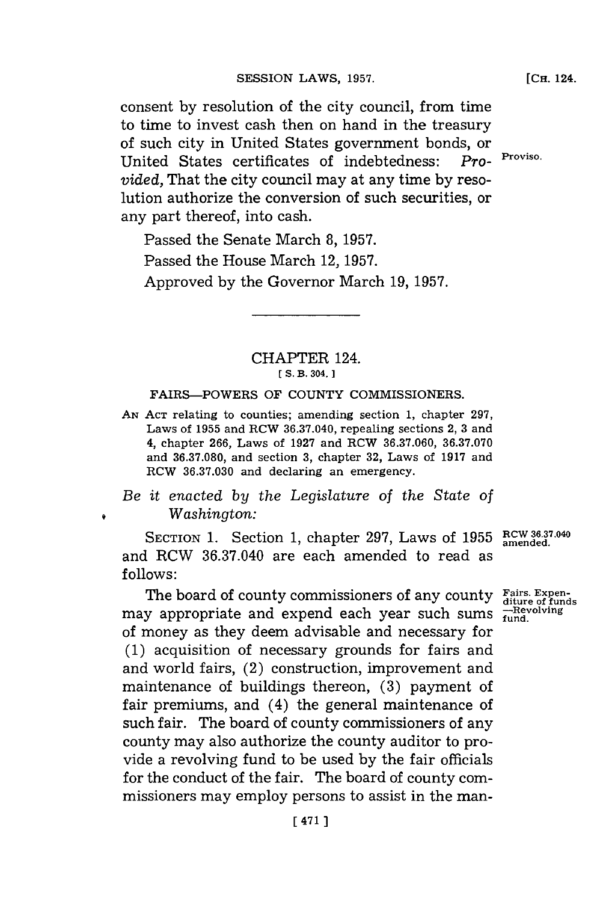consent by resolution of the city council, from time to time to invest cash then on hand in the treasury of such city in United States government bonds, or United States certificates of indebtedness: *Provided,* That the city council may at any time by resolution authorize the conversion of such securities, or any part thereof, into cash.

Proviso.

Passed the Senate March 8, 1957.

Passed the House March 12, 1957.

Approved by the Governor March 19, 1957.

## CHAPTER 124.

[ S. B. 304. ]

### FAIRS—POWERS OF COUNTY COMMISSIONERS.

AN ACT relating to counties; amending section 1, chapter 297, Laws of 1955 and RCW 36.37.040, repealing sections 2, 3 and 4, chapter 266, Laws of 1927 and RCW 36.37.060, 36.37.070 and 36.37.080, and section 3, chapter 32, Laws of 1917 and RCW 36.37.030 and declaring an emergency.

*Be it enacted by the Legislature of the State of Washington:*

SECTION 1. Section 1, chapter 297, Laws of 1955 and RCW 36.37.040 are each amended to read as follows:

RCW 36.37.040 amended.

The board of county commissioners of any county may appropriate and expend each year such sums of money as they deem advisable and necessary for (1) acquisition of necessary grounds for fairs and and world fairs, (2) construction, improvement and maintenance of buildings thereon, (3) payment of fair premiums, and (4) the general maintenance of such fair. The board of county commissioners of any county may also authorize the county auditor to provide a revolving fund to be used by the fair officials for the conduct of the fair. The board of county commissioners may employ persons to assist in the man-

Fairs. Expenditure of funds —Revolving fund.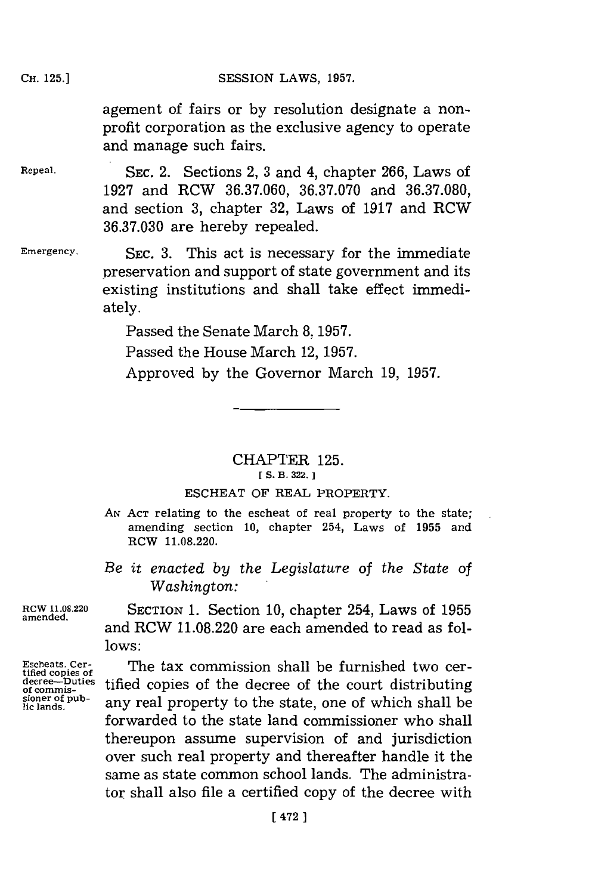agement of fairs or by resolution designate a non-profit corporation as the exclusive agency to operate and manage such fairs.

Repeal. SEC. 2. Sections 2, 3 and 4, chapter 266, Laws of 1927 and RCW 36.37.060, 36.37.070 and 36.37.080, and section 3, chapter 32, Laws of 1917 and RCW 36.37.030 are hereby repealed.

Emergency. SEC. 3. This act is necessary for the immediate preservation and support of state government and its existing institutions and shall take effect immediately.

Passed the Senate March 8, 1957.

Passed the House March 12, 1957.

Approved by the Governor March 19, 1957.

---

## CHAPTER 125.

[S. B. 322.]

### ESCHEAT OF REAL PROPERTY.

AN ACT relating to the escheat of real property to the state; amending section 10, chapter 254, Laws of 1955 and RCW 11.08.220.

*Be it enacted by the Legislature of the State of Washington:*

RCW 11.08.220 amended. SECTION 1. Section 10, chapter 254, Laws of 1955 and RCW 11.08.220 are each amended to read as follows:

Escheats. Certified copies of decree—Duties of commissioner of public lands. The tax commission shall be furnished two certified copies of the decree of the court distributing any real property to the state, one of which shall be forwarded to the state land commissioner who shall thereupon assume supervision of and jurisdiction over such real property and thereafter handle it the same as state common school lands. The administrator shall also file a certified copy of the decree with